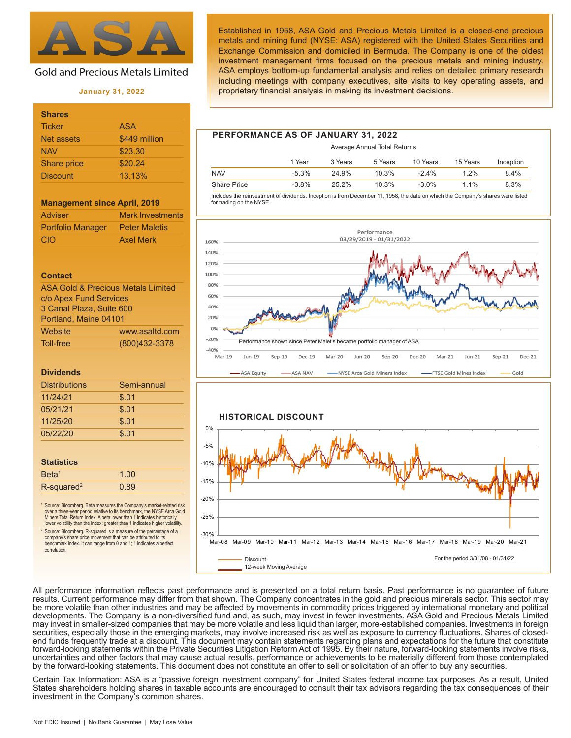# ASA

Gold and Precious Metals Limited

**January 31, 2022**

Established in 1958, ASA Gold and Precious Metals Limited is a closed-end precious metals and mining fund (NYSE: ASA) registered with the United States Securities and Exchange Commission and domiciled in Bermuda. The Company is one of the oldest investment management firms focused on the precious metals and mining industry. ASA employs bottom-up fundamental analysis and relies on detailed primary research including meetings with company executives, site visits to key operating assets, and proprietary financial analysis in making its investment decisions.

## Shares

| | |
|---|---|
| Ticker | ASA |
| Net assets | $449 million |
| NAV | $23.30 |
| Share price | $20.24 |
| Discount | 13.13% |

## Management since April, 2019

| | |
|---|---|
| Adviser | Merk Investments |
| Portfolio Manager | Peter Maletis |
| CIO | Axel Merk |

## Contact

ASA Gold & Precious Metals Limited
c/o Apex Fund Services
3 Canal Plaza, Suite 600
Portland, Maine 04101

| | |
|---|---|
| Website | www.asaltd.com |
| Toll-free | (800)432-3378 |

## Dividends

| | |
|---|---|
| Distributions | Semi-annual |
| 11/24/21 | $.01 |
| 05/21/21 | $.01 |
| 11/25/20 | $.01 |
| 05/22/20 | $.01 |

## Statistics

| | |
|---|---|
| Beta[1] | 1.00 |
| R-squared[2] | 0.89 |

[1] Source: Bloomberg. Beta measures the Company's market-related risk over a three-year period relative to its benchmark, the NYSE Arca Gold Miners Total Return Index. A beta lower than 1 indicates historically lower volatility than the index; greater than 1 indicates higher volatility.

[2] Source: Bloomberg. R-squared is a measure of the percentage of a company's share price movement that can be attributed to its benchmark index. It can range from 0 and 1; 1 indicates a perfect correlation.

## PERFORMANCE AS OF JANUARY 31, 2022

Average Annual Total Returns

| | 1 Year | 3 Years | 5 Years | 10 Years | 15 Years | Inception |
|---|---|---|---|---|---|---|
| NAV | -5.3% | 24.9% | 10.3% | -2.4% | 1.2% | 8.4% |
| Share Price | -3.8% | 25.2% | 10.3% | -3.0% | 1.1% | 8.3% |

Includes the reinvestment of dividends. Inception is from December 11, 1958, the date on which the Company's shares were listed for trading on the NYSE.

Performance
03/29/2019 - 01/31/2022

Performance shown since Peter Maletis became portfolio manager of ASA

ASA Equity — ASA NAV — NYSE Arca Gold Miners Index — FTSE Gold Mines Index — Gold

## HISTORICAL DISCOUNT

Discount — 12-week Moving Average

For the period 3/31/08 - 01/31/22

All performance information reflects past performance and is presented on a total return basis. Past performance is no guarantee of future results. Current performance may differ from that shown. The Company concentrates in the gold and precious minerals sector. This sector may be more volatile than other industries and may be affected by movements in commodity prices triggered by international monetary and political developments. The Company is a non-diversified fund and, as such, may invest in fewer investments. ASA Gold and Precious Metals Limited may invest in smaller-sized companies that may be more volatile and less liquid than larger, more-established companies. Investments in foreign securities, especially those in the emerging markets, may involve increased risk as well as exposure to currency fluctuations. Shares of closed-end funds frequently trade at a discount. This document may contain statements regarding plans and expectations for the future that constitute forward-looking statements within the Private Securities Litigation Reform Act of 1995. By their nature, forward-looking statements involve risks, uncertainties and other factors that may cause actual results, performance or achievements to be materially different from those contemplated by the forward-looking statements. This document does not constitute an offer to sell or solicitation of an offer to buy any securities.

Certain Tax Information: ASA is a "passive foreign investment company" for United States federal income tax purposes. As a result, United States shareholders holding shares in taxable accounts are encouraged to consult their tax advisors regarding the tax consequences of their investment in the Company's common shares.

Not FDIC Insured | No Bank Guarantee | May Lose Value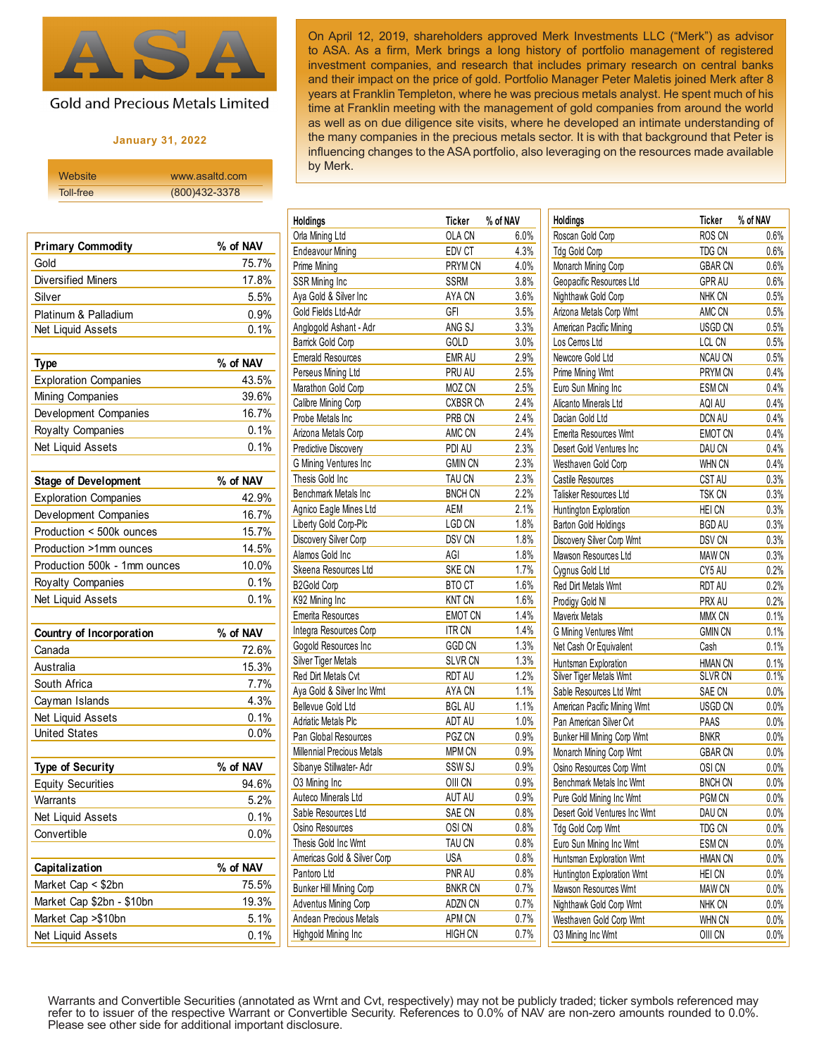# ASA

## Gold and Precious Metals Limited

**January 31, 2022**

| | |
|---|---|
| Website | www.asaltd.com |
| Toll-free | (800)432-3378 |

On April 12, 2019, shareholders approved Merk Investments LLC ("Merk") as advisor to ASA. As a firm, Merk brings a long history of portfolio management of registered investment companies, and research that includes primary research on central banks and their impact on the price of gold. Portfolio Manager Peter Maletis joined Merk after 8 years at Franklin Templeton, where he was precious metals analyst. He spent much of his time at Franklin meeting with the management of gold companies from around the world as well as on due diligence site visits, where he developed an intimate understanding of the many companies in the precious metals sector. It is with that background that Peter is influencing changes to the ASA portfolio, also leveraging on the resources made available by Merk.

| Primary Commodity | % of NAV |
|---|---|
| Gold | 75.7% |
| Diversified Miners | 17.8% |
| Silver | 5.5% |
| Platinum & Palladium | 0.9% |
| Net Liquid Assets | 0.1% |

| Type | % of NAV |
|---|---|
| Exploration Companies | 43.5% |
| Mining Companies | 39.6% |
| Development Companies | 16.7% |
| Royalty Companies | 0.1% |
| Net Liquid Assets | 0.1% |

| Stage of Development | % of NAV |
|---|---|
| Exploration Companies | 42.9% |
| Development Companies | 16.7% |
| Production < 500k ounces | 15.7% |
| Production >1mm ounces | 14.5% |
| Production 500k - 1mm ounces | 10.0% |
| Royalty Companies | 0.1% |
| Net Liquid Assets | 0.1% |

| Country of Incorporation | % of NAV |
|---|---|
| Canada | 72.6% |
| Australia | 15.3% |
| South Africa | 7.7% |
| Cayman Islands | 4.3% |
| Net Liquid Assets | 0.1% |
| United States | 0.0% |

| Type of Security | % of NAV |
|---|---|
| Equity Securities | 94.6% |
| Warrants | 5.2% |
| Net Liquid Assets | 0.1% |
| Convertible | 0.0% |

| Capitalization | % of NAV |
|---|---|
| Market Cap < $2bn | 75.5% |
| Market Cap $2bn - $10bn | 19.3% |
| Market Cap >$10bn | 5.1% |
| Net Liquid Assets | 0.1% |

| Holdings | Ticker | % of NAV |
|---|---|---|
| Orla Mining Ltd | OLA CN | 6.0% |
| Endeavour Mining | EDV CT | 4.3% |
| Prime Mining | PRYM CN | 4.0% |
| SSR Mining Inc | SSRM | 3.8% |
| Aya Gold & Silver Inc | AYA CN | 3.6% |
| Gold Fields Ltd-Adr | GFI | 3.5% |
| Anglogold Ashant - Adr | ANG SJ | 3.3% |
| Barrick Gold Corp | GOLD | 3.0% |
| Emerald Resources | EMR AU | 2.9% |
| Perseus Mining Ltd | PRU AU | 2.5% |
| Marathon Gold Corp | MOZ CN | 2.5% |
| Calibre Mining Corp | CXBSR CN | 2.4% |
| Probe Metals Inc | PRB CN | 2.4% |
| Arizona Metals Corp | AMC CN | 2.4% |
| Predictive Discovery | PDI AU | 2.3% |
| G Mining Ventures Inc | GMIN CN | 2.3% |
| Thesis Gold Inc | TAU CN | 2.3% |
| Benchmark Metals Inc | BNCH CN | 2.2% |
| Agnico Eagle Mines Ltd | AEM | 2.1% |
| Liberty Gold Corp-Plc | LGD CN | 1.8% |
| Discovery Silver Corp | DSV CN | 1.8% |
| Alamos Gold Inc | AGI | 1.8% |
| Skeena Resources Ltd | SKE CN | 1.7% |
| B2Gold Corp | BTO CT | 1.6% |
| K92 Mining Inc | KNT CN | 1.6% |
| Emerita Resources | EMOT CN | 1.4% |
| Integra Resources Corp | ITR CN | 1.4% |
| Gogold Resources Inc | GGD CN | 1.3% |
| Silver Tiger Metals | SLVR CN | 1.3% |
| Red Dirt Metals Cvt | RDT AU | 1.2% |
| Aya Gold & Silver Inc Wmt | AYA CN | 1.1% |
| Bellevue Gold Ltd | BGL AU | 1.1% |
| Adriatic Metals Plc | ADT AU | 1.0% |
| Pan Global Resources | PGZ CN | 0.9% |
| Millennial Precious Metals | MPM CN | 0.9% |
| Sibanye Stillwater- Adr | SSW SJ | 0.9% |
| O3 Mining Inc | OIII CN | 0.9% |
| Auteco Minerals Ltd | AUT AU | 0.9% |
| Sable Resources Ltd | SAE CN | 0.8% |
| Osino Resources | OSI CN | 0.8% |
| Thesis Gold Inc Wmt | TAU CN | 0.8% |
| Americas Gold & Silver Corp | USA | 0.8% |
| Pantoro Ltd | PNR AU | 0.8% |
| Bunker Hill Mining Corp | BNKR CN | 0.7% |
| Adventus Mining Corp | ADZN CN | 0.7% |
| Andean Precious Metals | APM CN | 0.7% |
| Highgold Mining Inc | HIGH CN | 0.7% |
| Roscan Gold Corp | ROS CN | 0.6% |
| Tdg Gold Corp | TDG CN | 0.6% |
| Monarch Mining Corp | GBAR CN | 0.6% |
| Geopacific Resources Ltd | GPR AU | 0.6% |
| Nighthawk Gold Corp | NHK CN | 0.5% |
| Arizona Metals Corp Wmt | AMC CN | 0.5% |
| American Pacific Mining | USGD CN | 0.5% |
| Los Cerros Ltd | LCL CN | 0.5% |
| Newcore Gold Ltd | NCAU CN | 0.5% |
| Prime Mining Wmt | PRYM CN | 0.4% |
| Euro Sun Mining Inc | ESM CN | 0.4% |
| Alicanto Minerals Ltd | AQI AU | 0.4% |
| Dacian Gold Ltd | DCN AU | 0.4% |
| Emerita Resources Wmt | EMOT CN | 0.4% |
| Desert Gold Ventures Inc | DAU CN | 0.4% |
| Westhaven Gold Corp | WHN CN | 0.4% |
| Castile Resources | CST AU | 0.3% |
| Talisker Resources Ltd | TSK CN | 0.3% |
| Huntington Exploration | HEI CN | 0.3% |
| Barton Gold Holdings | BGD AU | 0.3% |
| Discovery Silver Corp Wmt | DSV CN | 0.3% |
| Mawson Resources Ltd | MAW CN | 0.3% |
| Cygnus Gold Ltd | CY5 AU | 0.2% |
| Red Dirt Metals Wmt | RDT AU | 0.2% |
| Prodigy Gold Nl | PRX AU | 0.2% |
| Maverix Metals | MMX CN | 0.1% |
| G Mining Ventures Wmt | GMIN CN | 0.1% |
| Net Cash Or Equivalent | Cash | 0.1% |
| Huntsman Exploration | HMAN CN | 0.1% |
| Silver Tiger Metals Wmt | SLVR CN | 0.1% |
| Sable Resources Ltd Wmt | SAE CN | 0.0% |
| American Pacific Mining Wmt | USGD CN | 0.0% |
| Pan American Silver Cvt | PAAS | 0.0% |
| Bunker Hill Mining Corp Wmt | BNKR | 0.0% |
| Monarch Mining Corp Wmt | GBAR CN | 0.0% |
| Osino Resources Corp Wmt | OSI CN | 0.0% |
| Benchmark Metals Inc Wmt | BNCH CN | 0.0% |
| Pure Gold Mining Inc Wmt | PGM CN | 0.0% |
| Desert Gold Ventures Inc Wmt | DAU CN | 0.0% |
| Tdg Gold Corp Wmt | TDG CN | 0.0% |
| Euro Sun Mining Inc Wmt | ESM CN | 0.0% |
| Huntsman Exploration Wmt | HMAN CN | 0.0% |
| Huntington Exploration Wmt | HEI CN | 0.0% |
| Mawson Resources Wmt | MAW CN | 0.0% |
| Nighthawk Gold Corp Wmt | NHK CN | 0.0% |
| Westhaven Gold Corp Wmt | WHN CN | 0.0% |
| O3 Mining Inc Wmt | OIII CN | 0.0% |

Warrants and Convertible Securities (annotated as Wrnt and Cvt, respectively) may not be publicly traded; ticker symbols referenced may refer to to issuer of the respective Warrant or Convertible Security. References to 0.0% of NAV are non-zero amounts rounded to 0.0%. Please see other side for additional important disclosure.